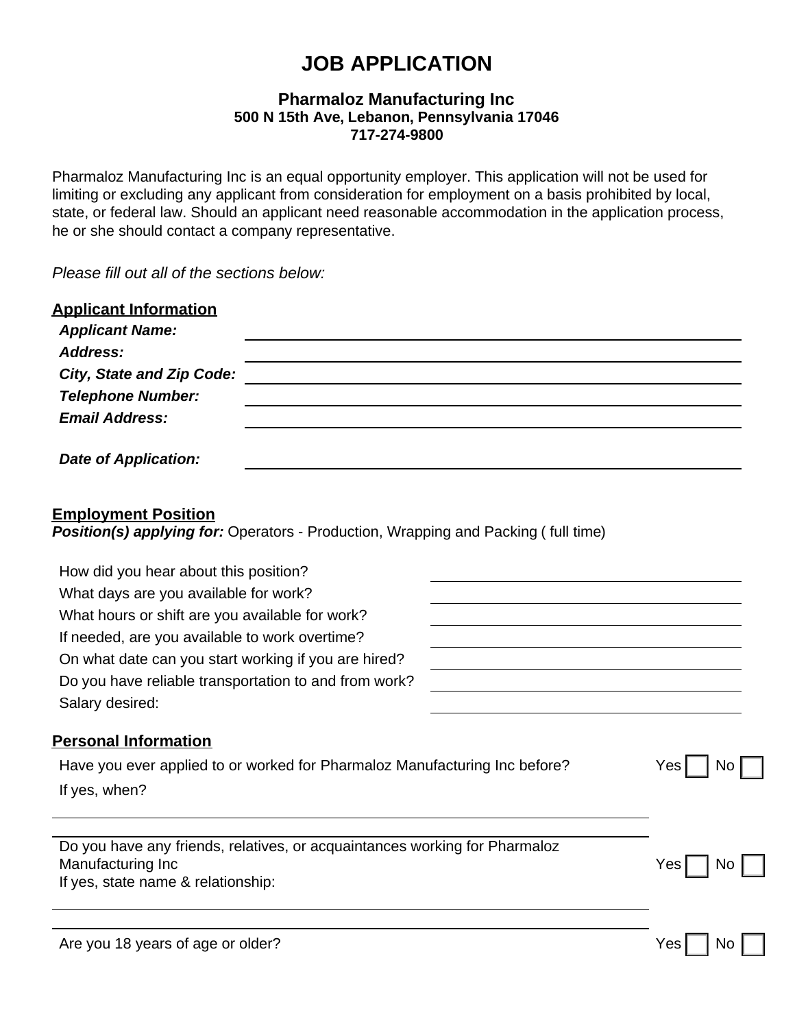# JOB APPLICATION

**Pharmaloz Manufacturing Inc**
**500 N 15th Ave, Lebanon, Pennsylvania 17046**
**717-274-9800**

Pharmaloz Manufacturing Inc is an equal opportunity employer. This application will not be used for limiting or excluding any applicant from consideration for employment on a basis prohibited by local, state, or federal law. Should an applicant need reasonable accommodation in the application process, he or she should contact a company representative.

*Please fill out all of the sections below:*

## Applicant Information

***Applicant Name:*** ____________________

***Address:*** ____________________

***City, State and Zip Code:*** ____________________

***Telephone Number:*** ____________________

***Email Address:*** ____________________

***Date of Application:*** ____________________

## Employment Position

***Position(s) applying for:*** Operators - Production, Wrapping and Packing ( full time)

How did you hear about this position? ____________________

What days are you available for work? ____________________

What hours or shift are you available for work? ____________________

If needed, are you available to work overtime? ____________________

On what date can you start working if you are hired? ____________________

Do you have reliable transportation to and from work? ____________________

Salary desired: ____________________

## Personal Information

Have you ever applied to or worked for Pharmaloz Manufacturing Inc before? Yes ☐ No ☐

If yes, when?

____________________

Do you have any friends, relatives, or acquaintances working for Pharmaloz Manufacturing Inc Yes ☐ No ☐

If yes, state name & relationship:

____________________

Are you 18 years of age or older? Yes ☐ No ☐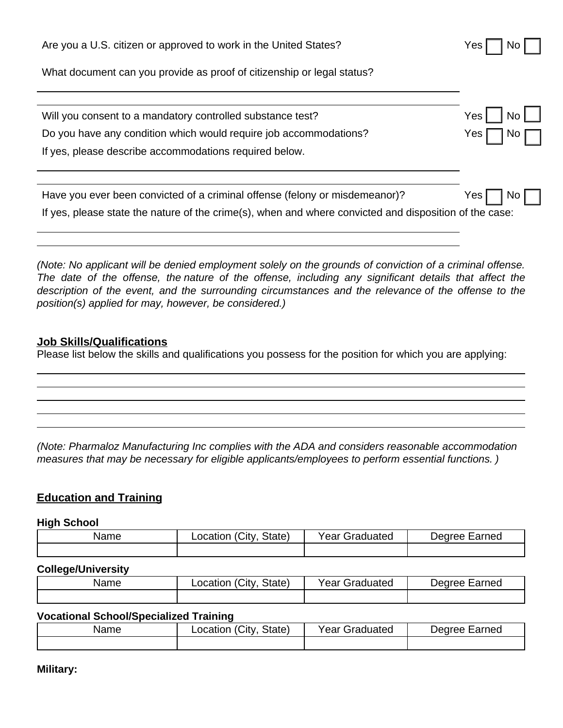Are you a U.S. citizen or approved to work in the United States? Yes ☐ No ☐

What document can you provide as proof of citizenship or legal status?

\_\_\_\_\_\_\_\_\_\_\_\_\_\_\_\_\_\_\_\_\_\_\_\_\_\_\_\_\_\_\_\_\_\_\_\_\_\_\_\_\_\_\_\_\_\_\_\_\_\_\_\_\_\_\_\_\_\_\_\_\_\_\_\_\_\_

Will you consent to a mandatory controlled substance test? Yes ☐ No ☐

Do you have any condition which would require job accommodations? Yes ☐ No ☐

If yes, please describe accommodations required below.

\_\_\_\_\_\_\_\_\_\_\_\_\_\_\_\_\_\_\_\_\_\_\_\_\_\_\_\_\_\_\_\_\_\_\_\_\_\_\_\_\_\_\_\_\_\_\_\_\_\_\_\_\_\_\_\_\_\_\_\_\_\_\_\_\_\_

Have you ever been convicted of a criminal offense (felony or misdemeanor)? Yes ☐ No ☐

If yes, please state the nature of the crime(s), when and where convicted and disposition of the case:

\_\_\_\_\_\_\_\_\_\_\_\_\_\_\_\_\_\_\_\_\_\_\_\_\_\_\_\_\_\_\_\_\_\_\_\_\_\_\_\_\_\_\_\_\_\_\_\_\_\_\_\_\_\_\_\_\_\_\_\_\_\_\_\_\_\_

\_\_\_\_\_\_\_\_\_\_\_\_\_\_\_\_\_\_\_\_\_\_\_\_\_\_\_\_\_\_\_\_\_\_\_\_\_\_\_\_\_\_\_\_\_\_\_\_\_\_\_\_\_\_\_\_\_\_\_\_\_\_\_\_\_\_

*(Note: No applicant will be denied employment solely on the grounds of conviction of a criminal offense. The date of the offense, the nature of the offense, including any significant details that affect the description of the event, and the surrounding circumstances and the relevance of the offense to the position(s) applied for may, however, be considered.)*

## Job Skills/Qualifications

Please list below the skills and qualifications you possess for the position for which you are applying:

\_\_\_\_\_\_\_\_\_\_\_\_\_\_\_\_\_\_\_\_\_\_\_\_\_\_\_\_\_\_\_\_\_\_\_\_\_\_\_\_\_\_\_\_\_\_\_\_\_\_\_\_\_\_\_\_\_\_\_\_\_\_\_\_\_\_

\_\_\_\_\_\_\_\_\_\_\_\_\_\_\_\_\_\_\_\_\_\_\_\_\_\_\_\_\_\_\_\_\_\_\_\_\_\_\_\_\_\_\_\_\_\_\_\_\_\_\_\_\_\_\_\_\_\_\_\_\_\_\_\_\_\_

\_\_\_\_\_\_\_\_\_\_\_\_\_\_\_\_\_\_\_\_\_\_\_\_\_\_\_\_\_\_\_\_\_\_\_\_\_\_\_\_\_\_\_\_\_\_\_\_\_\_\_\_\_\_\_\_\_\_\_\_\_\_\_\_\_\_

\_\_\_\_\_\_\_\_\_\_\_\_\_\_\_\_\_\_\_\_\_\_\_\_\_\_\_\_\_\_\_\_\_\_\_\_\_\_\_\_\_\_\_\_\_\_\_\_\_\_\_\_\_\_\_\_\_\_\_\_\_\_\_\_\_\_

\_\_\_\_\_\_\_\_\_\_\_\_\_\_\_\_\_\_\_\_\_\_\_\_\_\_\_\_\_\_\_\_\_\_\_\_\_\_\_\_\_\_\_\_\_\_\_\_\_\_\_\_\_\_\_\_\_\_\_\_\_\_\_\_\_\_

*(Note: Pharmaloz Manufacturing Inc complies with the ADA and considers reasonable accommodation measures that may be necessary for eligible applicants/employees to perform essential functions. )*

## Education and Training

**High School**

| Name | Location (City, State) | Year Graduated | Degree Earned |
|---|---|---|---|
| | | | |

**College/University**

| Name | Location (City, State) | Year Graduated | Degree Earned |
|---|---|---|---|
| | | | |

**Vocational School/Specialized Training**

| Name | Location (City, State) | Year Graduated | Degree Earned |
|---|---|---|---|
| | | | |

**Military:**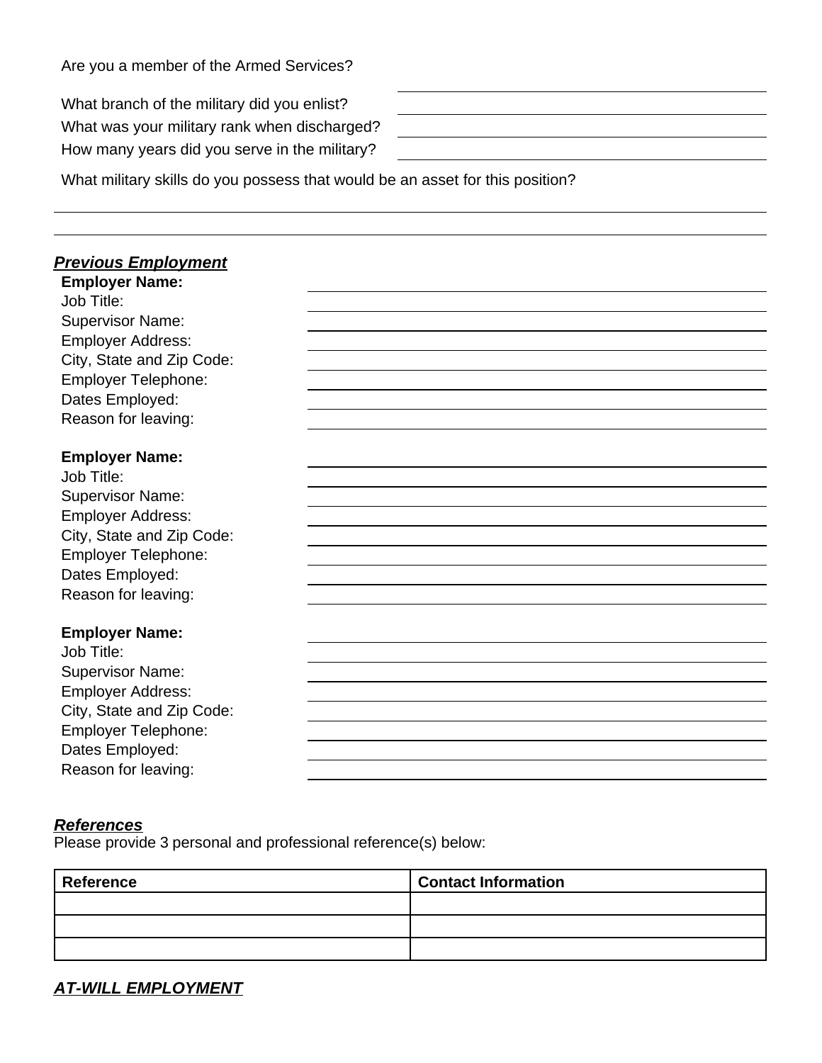Are you a member of the Armed Services?

What branch of the military did you enlist? \_\_\_\_\_\_\_\_\_\_\_\_\_\_\_\_\_\_\_\_\_\_\_\_\_\_\_\_\_\_

What was your military rank when discharged? \_\_\_\_\_\_\_\_\_\_\_\_\_\_\_\_\_\_\_\_\_\_\_\_\_\_\_\_\_\_

How many years did you serve in the military? \_\_\_\_\_\_\_\_\_\_\_\_\_\_\_\_\_\_\_\_\_\_\_\_\_\_\_\_\_\_

What military skills do you possess that would be an asset for this position?

\_\_\_\_\_\_\_\_\_\_\_\_\_\_\_\_\_\_\_\_\_\_\_\_\_\_\_\_\_\_\_\_\_\_\_\_\_\_\_\_\_\_\_\_\_\_\_\_\_\_\_\_\_\_\_\_\_\_\_\_\_\_\_\_\_\_\_\_\_\_

\_\_\_\_\_\_\_\_\_\_\_\_\_\_\_\_\_\_\_\_\_\_\_\_\_\_\_\_\_\_\_\_\_\_\_\_\_\_\_\_\_\_\_\_\_\_\_\_\_\_\_\_\_\_\_\_\_\_\_\_\_\_\_\_\_\_\_\_\_\_

***Previous Employment***

**Employer Name:** \_\_\_\_\_\_\_\_\_\_\_\_\_\_\_\_\_\_\_\_\_\_\_\_\_\_\_\_\_\_\_\_\_\_\_\_\_\_\_\_

Job Title: \_\_\_\_\_\_\_\_\_\_\_\_\_\_\_\_\_\_\_\_\_\_\_\_\_\_\_\_\_\_\_\_\_\_\_\_\_\_\_\_

Supervisor Name: \_\_\_\_\_\_\_\_\_\_\_\_\_\_\_\_\_\_\_\_\_\_\_\_\_\_\_\_\_\_\_\_\_\_\_\_\_\_\_\_

Employer Address: \_\_\_\_\_\_\_\_\_\_\_\_\_\_\_\_\_\_\_\_\_\_\_\_\_\_\_\_\_\_\_\_\_\_\_\_\_\_\_\_

City, State and Zip Code: \_\_\_\_\_\_\_\_\_\_\_\_\_\_\_\_\_\_\_\_\_\_\_\_\_\_\_\_\_\_\_\_\_\_\_\_\_\_\_\_

Employer Telephone: \_\_\_\_\_\_\_\_\_\_\_\_\_\_\_\_\_\_\_\_\_\_\_\_\_\_\_\_\_\_\_\_\_\_\_\_\_\_\_\_

Dates Employed: \_\_\_\_\_\_\_\_\_\_\_\_\_\_\_\_\_\_\_\_\_\_\_\_\_\_\_\_\_\_\_\_\_\_\_\_\_\_\_\_

Reason for leaving: \_\_\_\_\_\_\_\_\_\_\_\_\_\_\_\_\_\_\_\_\_\_\_\_\_\_\_\_\_\_\_\_\_\_\_\_\_\_\_\_

**Employer Name:** \_\_\_\_\_\_\_\_\_\_\_\_\_\_\_\_\_\_\_\_\_\_\_\_\_\_\_\_\_\_\_\_\_\_\_\_\_\_\_\_

Job Title: \_\_\_\_\_\_\_\_\_\_\_\_\_\_\_\_\_\_\_\_\_\_\_\_\_\_\_\_\_\_\_\_\_\_\_\_\_\_\_\_

Supervisor Name: \_\_\_\_\_\_\_\_\_\_\_\_\_\_\_\_\_\_\_\_\_\_\_\_\_\_\_\_\_\_\_\_\_\_\_\_\_\_\_\_

Employer Address: \_\_\_\_\_\_\_\_\_\_\_\_\_\_\_\_\_\_\_\_\_\_\_\_\_\_\_\_\_\_\_\_\_\_\_\_\_\_\_\_

City, State and Zip Code: \_\_\_\_\_\_\_\_\_\_\_\_\_\_\_\_\_\_\_\_\_\_\_\_\_\_\_\_\_\_\_\_\_\_\_\_\_\_\_\_

Employer Telephone: \_\_\_\_\_\_\_\_\_\_\_\_\_\_\_\_\_\_\_\_\_\_\_\_\_\_\_\_\_\_\_\_\_\_\_\_\_\_\_\_

Dates Employed: \_\_\_\_\_\_\_\_\_\_\_\_\_\_\_\_\_\_\_\_\_\_\_\_\_\_\_\_\_\_\_\_\_\_\_\_\_\_\_\_

Reason for leaving: \_\_\_\_\_\_\_\_\_\_\_\_\_\_\_\_\_\_\_\_\_\_\_\_\_\_\_\_\_\_\_\_\_\_\_\_\_\_\_\_

**Employer Name:** \_\_\_\_\_\_\_\_\_\_\_\_\_\_\_\_\_\_\_\_\_\_\_\_\_\_\_\_\_\_\_\_\_\_\_\_\_\_\_\_

Job Title: \_\_\_\_\_\_\_\_\_\_\_\_\_\_\_\_\_\_\_\_\_\_\_\_\_\_\_\_\_\_\_\_\_\_\_\_\_\_\_\_

Supervisor Name: \_\_\_\_\_\_\_\_\_\_\_\_\_\_\_\_\_\_\_\_\_\_\_\_\_\_\_\_\_\_\_\_\_\_\_\_\_\_\_\_

Employer Address: \_\_\_\_\_\_\_\_\_\_\_\_\_\_\_\_\_\_\_\_\_\_\_\_\_\_\_\_\_\_\_\_\_\_\_\_\_\_\_\_

City, State and Zip Code: \_\_\_\_\_\_\_\_\_\_\_\_\_\_\_\_\_\_\_\_\_\_\_\_\_\_\_\_\_\_\_\_\_\_\_\_\_\_\_\_

Employer Telephone: \_\_\_\_\_\_\_\_\_\_\_\_\_\_\_\_\_\_\_\_\_\_\_\_\_\_\_\_\_\_\_\_\_\_\_\_\_\_\_\_

Dates Employed: \_\_\_\_\_\_\_\_\_\_\_\_\_\_\_\_\_\_\_\_\_\_\_\_\_\_\_\_\_\_\_\_\_\_\_\_\_\_\_\_

Reason for leaving: \_\_\_\_\_\_\_\_\_\_\_\_\_\_\_\_\_\_\_\_\_\_\_\_\_\_\_\_\_\_\_\_\_\_\_\_\_\_\_\_

***References***

Please provide 3 personal and professional reference(s) below:

| Reference | Contact Information |
| --- | --- |
| | |
| | |
| | |

***AT-WILL EMPLOYMENT***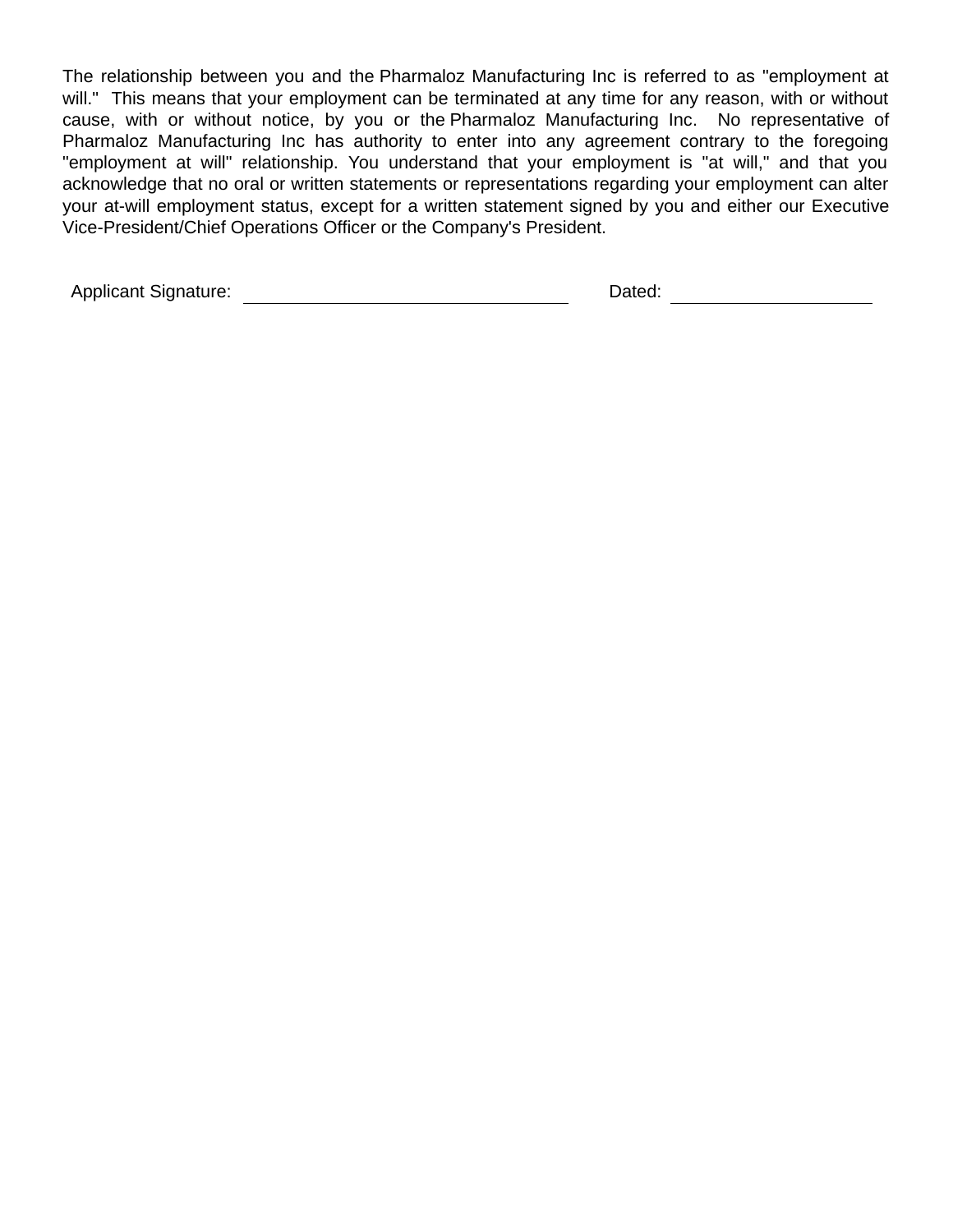The relationship between you and the Pharmaloz Manufacturing Inc is referred to as "employment at will." This means that your employment can be terminated at any time for any reason, with or without cause, with or without notice, by you or the Pharmaloz Manufacturing Inc. No representative of Pharmaloz Manufacturing Inc has authority to enter into any agreement contrary to the foregoing "employment at will" relationship. You understand that your employment is "at will," and that you acknowledge that no oral or written statements or representations regarding your employment can alter your at-will employment status, except for a written statement signed by you and either our Executive Vice-President/Chief Operations Officer or the Company's President.

Applicant Signature: ______________________________ Dated: ____________________